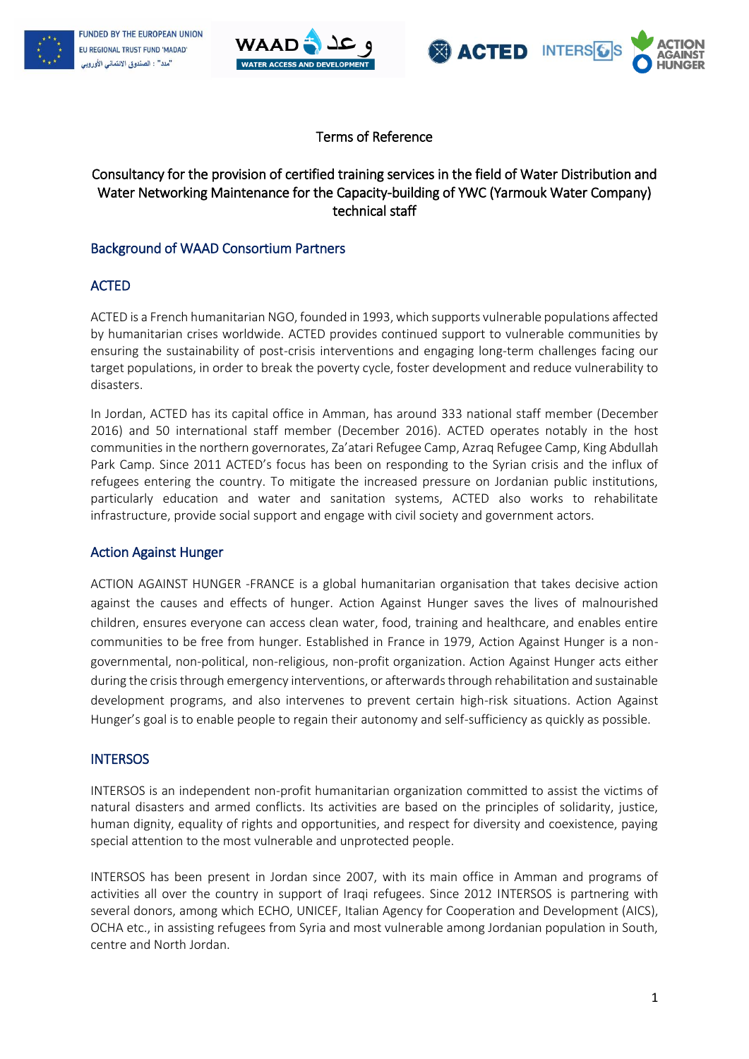FUNDED BY THE EUROPEAN UNION
EU REGIONAL TRUST FUND 'MADAD'
"مدد" : الصندوق الائتماني الأوروبي

WAAD وعد
WATER ACCESS AND DEVELOPMENT

ACTED INTERSOS ACTION AGAINST HUNGER

# Terms of Reference

## Consultancy for the provision of certified training services in the field of Water Distribution and Water Networking Maintenance for the Capacity-building of YWC (Yarmouk Water Company) technical staff

## Background of WAAD Consortium Partners

### ACTED

ACTED is a French humanitarian NGO, founded in 1993, which supports vulnerable populations affected by humanitarian crises worldwide. ACTED provides continued support to vulnerable communities by ensuring the sustainability of post-crisis interventions and engaging long-term challenges facing our target populations, in order to break the poverty cycle, foster development and reduce vulnerability to disasters.

In Jordan, ACTED has its capital office in Amman, has around 333 national staff member (December 2016) and 50 international staff member (December 2016). ACTED operates notably in the host communities in the northern governorates, Za'atari Refugee Camp, Azraq Refugee Camp, King Abdullah Park Camp. Since 2011 ACTED's focus has been on responding to the Syrian crisis and the influx of refugees entering the country. To mitigate the increased pressure on Jordanian public institutions, particularly education and water and sanitation systems, ACTED also works to rehabilitate infrastructure, provide social support and engage with civil society and government actors.

### Action Against Hunger

ACTION AGAINST HUNGER -FRANCE is a global humanitarian organisation that takes decisive action against the causes and effects of hunger. Action Against Hunger saves the lives of malnourished children, ensures everyone can access clean water, food, training and healthcare, and enables entire communities to be free from hunger. Established in France in 1979, Action Against Hunger is a non-governmental, non-political, non-religious, non-profit organization. Action Against Hunger acts either during the crisis through emergency interventions, or afterwards through rehabilitation and sustainable development programs, and also intervenes to prevent certain high-risk situations. Action Against Hunger's goal is to enable people to regain their autonomy and self-sufficiency as quickly as possible.

### INTERSOS

INTERSOS is an independent non-profit humanitarian organization committed to assist the victims of natural disasters and armed conflicts. Its activities are based on the principles of solidarity, justice, human dignity, equality of rights and opportunities, and respect for diversity and coexistence, paying special attention to the most vulnerable and unprotected people.

INTERSOS has been present in Jordan since 2007, with its main office in Amman and programs of activities all over the country in support of Iraqi refugees. Since 2012 INTERSOS is partnering with several donors, among which ECHO, UNICEF, Italian Agency for Cooperation and Development (AICS), OCHA etc., in assisting refugees from Syria and most vulnerable among Jordanian population in South, centre and North Jordan.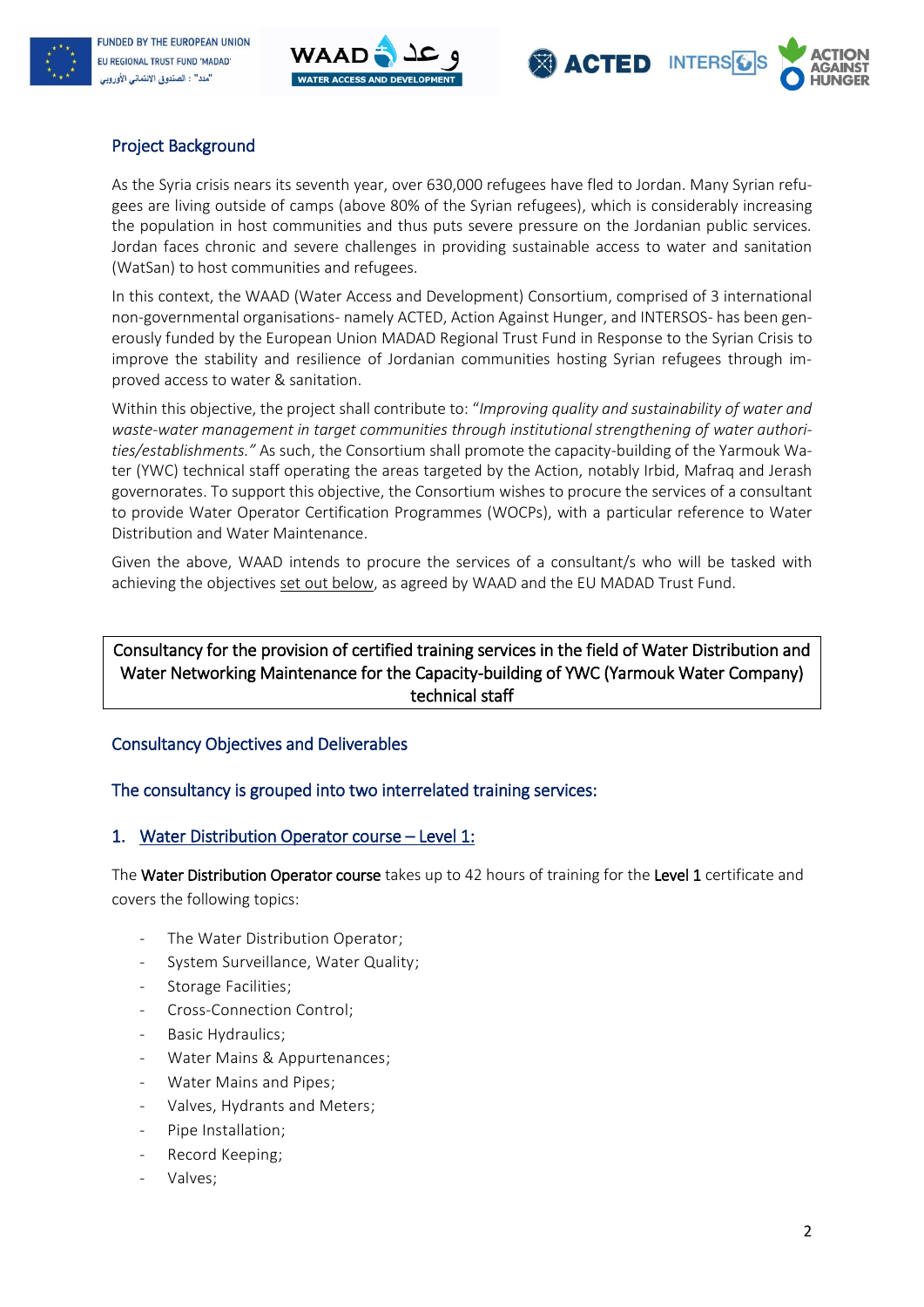## Project Background

As the Syria crisis nears its seventh year, over 630,000 refugees have fled to Jordan. Many Syrian refugees are living outside of camps (above 80% of the Syrian refugees), which is considerably increasing the population in host communities and thus puts severe pressure on the Jordanian public services. Jordan faces chronic and severe challenges in providing sustainable access to water and sanitation (WatSan) to host communities and refugees.

In this context, the WAAD (Water Access and Development) Consortium, comprised of 3 international non-governmental organisations- namely ACTED, Action Against Hunger, and INTERSOS- has been generously funded by the European Union MADAD Regional Trust Fund in Response to the Syrian Crisis to improve the stability and resilience of Jordanian communities hosting Syrian refugees through improved access to water & sanitation.

Within this objective, the project shall contribute to: "*Improving quality and sustainability of water and waste-water management in target communities through institutional strengthening of water authorities/establishments.*" As such, the Consortium shall promote the capacity-building of the Yarmouk Water (YWC) technical staff operating the areas targeted by the Action, notably Irbid, Mafraq and Jerash governorates. To support this objective, the Consortium wishes to procure the services of a consultant to provide Water Operator Certification Programmes (WOCPs), with a particular reference to Water Distribution and Water Maintenance.

Given the above, WAAD intends to procure the services of a consultant/s who will be tasked with achieving the objectives set out below, as agreed by WAAD and the EU MADAD Trust Fund.

**Consultancy for the provision of certified training services in the field of Water Distribution and Water Networking Maintenance for the Capacity-building of YWC (Yarmouk Water Company) technical staff**

## Consultancy Objectives and Deliverables

### The consultancy is grouped into two interrelated training services:

### 1. Water Distribution Operator course – Level 1:

The **Water Distribution Operator course** takes up to 42 hours of training for the **Level 1** certificate and covers the following topics:

- The Water Distribution Operator;
- System Surveillance, Water Quality;
- Storage Facilities;
- Cross-Connection Control;
- Basic Hydraulics;
- Water Mains & Appurtenances;
- Water Mains and Pipes;
- Valves, Hydrants and Meters;
- Pipe Installation;
- Record Keeping;
- Valves;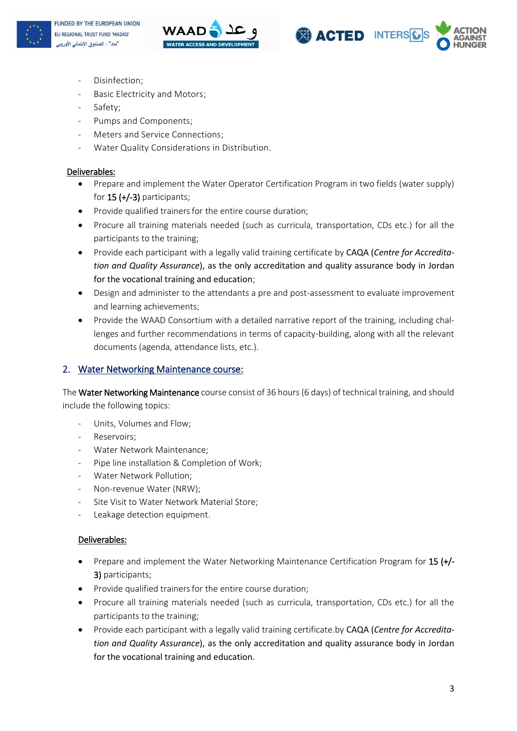- Disinfection;
- Basic Electricity and Motors;
- Safety;
- Pumps and Components;
- Meters and Service Connections;
- Water Quality Considerations in Distribution.

<u>Deliverables:</u>

- Prepare and implement the Water Operator Certification Program in two fields (water supply) for 15 (+/-3) participants;
- Provide qualified trainers for the entire course duration;
- Procure all training materials needed (such as curricula, transportation, CDs etc.) for all the participants to the training;
- Provide each participant with a legally valid training certificate by CAQA (*Centre for Accreditation and Quality Assurance*), as the only accreditation and quality assurance body in Jordan for the vocational training and education;
- Design and administer to the attendants a pre and post-assessment to evaluate improvement and learning achievements;
- Provide the WAAD Consortium with a detailed narrative report of the training, including challenges and further recommendations in terms of capacity-building, along with all the relevant documents (agenda, attendance lists, etc.).

## 2. Water Networking Maintenance course:

The Water Networking Maintenance course consist of 36 hours (6 days) of technical training, and should include the following topics:

- Units, Volumes and Flow;
- Reservoirs;
- Water Network Maintenance;
- Pipe line installation & Completion of Work;
- Water Network Pollution;
- Non-revenue Water (NRW);
- Site Visit to Water Network Material Store;
- Leakage detection equipment.

<u>Deliverables:</u>

- Prepare and implement the Water Networking Maintenance Certification Program for 15 (+/-3) participants;
- Provide qualified trainers for the entire course duration;
- Procure all training materials needed (such as curricula, transportation, CDs etc.) for all the participants to the training;
- Provide each participant with a legally valid training certificate.by CAQA (*Centre for Accreditation and Quality Assurance*), as the only accreditation and quality assurance body in Jordan for the vocational training and education.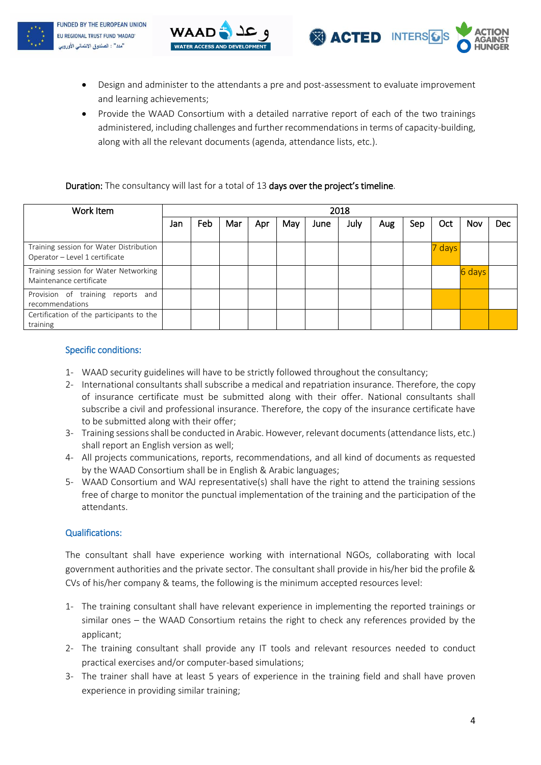- Design and administer to the attendants a pre and post-assessment to evaluate improvement and learning achievements;
- Provide the WAAD Consortium with a detailed narrative report of each of the two trainings administered, including challenges and further recommendations in terms of capacity-building, along with all the relevant documents (agenda, attendance lists, etc.).

**Duration:** The consultancy will last for a total of 13 **days over the project's timeline**.

| Work Item | 2018 | | | | | | | | | | | |
|---|---|---|---|---|---|---|---|---|---|---|---|---|
| | Jan | Feb | Mar | Apr | May | June | July | Aug | Sep | Oct | Nov | Dec |
| Training session for Water Distribution Operator – Level 1 certificate | | | | | | | | | | 7 days | | |
| Training session for Water Networking Maintenance certificate | | | | | | | | | | | 6 days | |
| Provision of training reports and recommendations | | | | | | | | | | | | |
| Certification of the participants to the training | | | | | | | | | | | | |

### Specific conditions:

1- WAAD security guidelines will have to be strictly followed throughout the consultancy;
2- International consultants shall subscribe a medical and repatriation insurance. Therefore, the copy of insurance certificate must be submitted along with their offer. National consultants shall subscribe a civil and professional insurance. Therefore, the copy of the insurance certificate have to be submitted along with their offer;
3- Training sessions shall be conducted in Arabic. However, relevant documents (attendance lists, etc.) shall report an English version as well;
4- All projects communications, reports, recommendations, and all kind of documents as requested by the WAAD Consortium shall be in English & Arabic languages;
5- WAAD Consortium and WAJ representative(s) shall have the right to attend the training sessions free of charge to monitor the punctual implementation of the training and the participation of the attendants.

### Qualifications:

The consultant shall have experience working with international NGOs, collaborating with local government authorities and the private sector. The consultant shall provide in his/her bid the profile & CVs of his/her company & teams, the following is the minimum accepted resources level:

1- The training consultant shall have relevant experience in implementing the reported trainings or similar ones – the WAAD Consortium retains the right to check any references provided by the applicant;
2- The training consultant shall provide any IT tools and relevant resources needed to conduct practical exercises and/or computer-based simulations;
3- The trainer shall have at least 5 years of experience in the training field and shall have proven experience in providing similar training;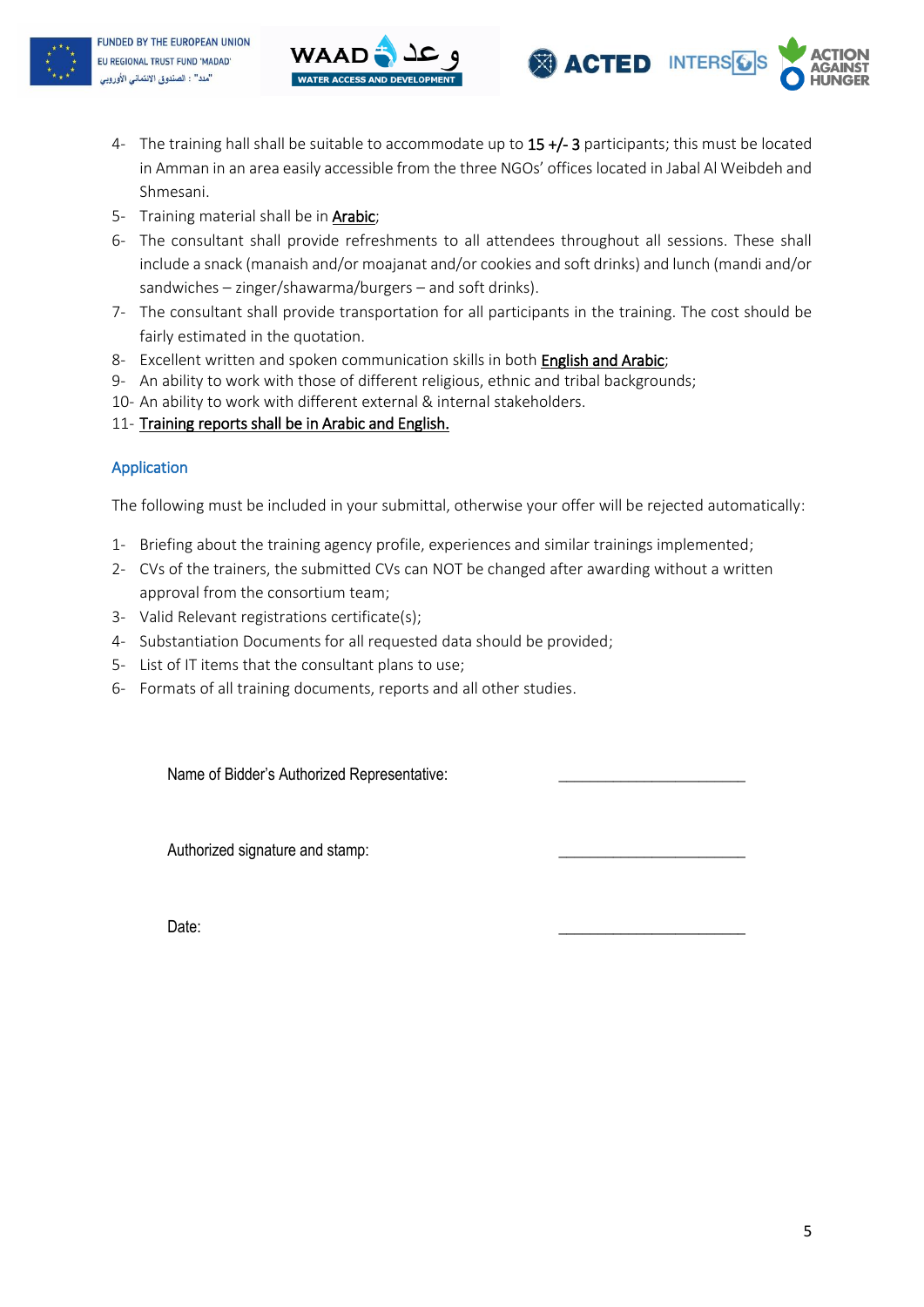4- The training hall shall be suitable to accommodate up to 15 +/- 3 participants; this must be located in Amman in an area easily accessible from the three NGOs' offices located in Jabal Al Weibdeh and Shmesani.
5- Training material shall be in <u>Arabic</u>;
6- The consultant shall provide refreshments to all attendees throughout all sessions. These shall include a snack (manaish and/or moajanat and/or cookies and soft drinks) and lunch (mandi and/or sandwiches – zinger/shawarma/burgers – and soft drinks).
7- The consultant shall provide transportation for all participants in the training. The cost should be fairly estimated in the quotation.
8- Excellent written and spoken communication skills in both <u>English and Arabic</u>;
9- An ability to work with those of different religious, ethnic and tribal backgrounds;
10- An ability to work with different external & internal stakeholders.
11- <u>Training reports shall be in Arabic and English.</u>

## Application

The following must be included in your submittal, otherwise your offer will be rejected automatically:

1- Briefing about the training agency profile, experiences and similar trainings implemented;
2- CVs of the trainers, the submitted CVs can NOT be changed after awarding without a written approval from the consortium team;
3- Valid Relevant registrations certificate(s);
4- Substantiation Documents for all requested data should be provided;
5- List of IT items that the consultant plans to use;
6- Formats of all training documents, reports and all other studies.

Name of Bidder's Authorized Representative: ______________________

Authorized signature and stamp: ______________________

Date: ______________________